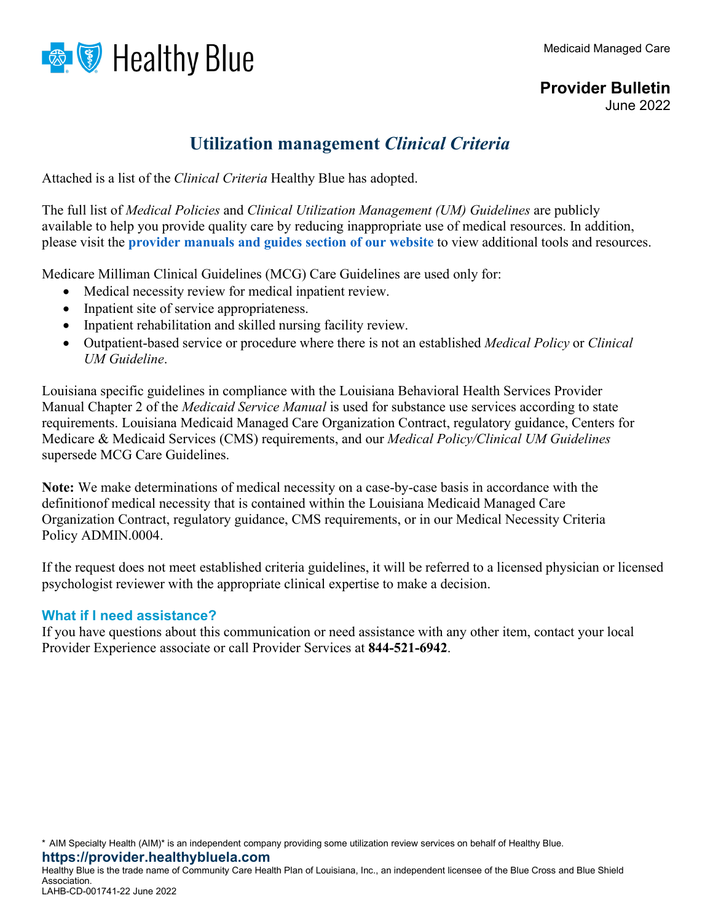Medicaid Managed Care

**Provider Bulletin**
June 2022

# Utilization management *Clinical Criteria*

Attached is a list of the *Clinical Criteria* Healthy Blue has adopted.

The full list of *Medical Policies* and *Clinical Utilization Management (UM) Guidelines* are publicly available to help you provide quality care by reducing inappropriate use of medical resources. In addition, please visit the **provider manuals and guides section of our website** to view additional tools and resources.

Medicare Milliman Clinical Guidelines (MCG) Care Guidelines are used only for:

- Medical necessity review for medical inpatient review.
- Inpatient site of service appropriateness.
- Inpatient rehabilitation and skilled nursing facility review.
- Outpatient-based service or procedure where there is not an established *Medical Policy* or *Clinical UM Guideline*.

Louisiana specific guidelines in compliance with the Louisiana Behavioral Health Services Provider Manual Chapter 2 of the *Medicaid Service Manual* is used for substance use services according to state requirements. Louisiana Medicaid Managed Care Organization Contract, regulatory guidance, Centers for Medicare & Medicaid Services (CMS) requirements, and our *Medical Policy/Clinical UM Guidelines* supersede MCG Care Guidelines.

**Note:** We make determinations of medical necessity on a case-by-case basis in accordance with the definitionof medical necessity that is contained within the Louisiana Medicaid Managed Care Organization Contract, regulatory guidance, CMS requirements, or in our Medical Necessity Criteria Policy ADMIN.0004.

If the request does not meet established criteria guidelines, it will be referred to a licensed physician or licensed psychologist reviewer with the appropriate clinical expertise to make a decision.

### What if I need assistance?

If you have questions about this communication or need assistance with any other item, contact your local Provider Experience associate or call Provider Services at **844-521-6942**.

\* AIM Specialty Health (AIM)\* is an independent company providing some utilization review services on behalf of Healthy Blue.

**https://provider.healthybluela.com**

Healthy Blue is the trade name of Community Care Health Plan of Louisiana, Inc., an independent licensee of the Blue Cross and Blue Shield Association.
LAHB-CD-001741-22 June 2022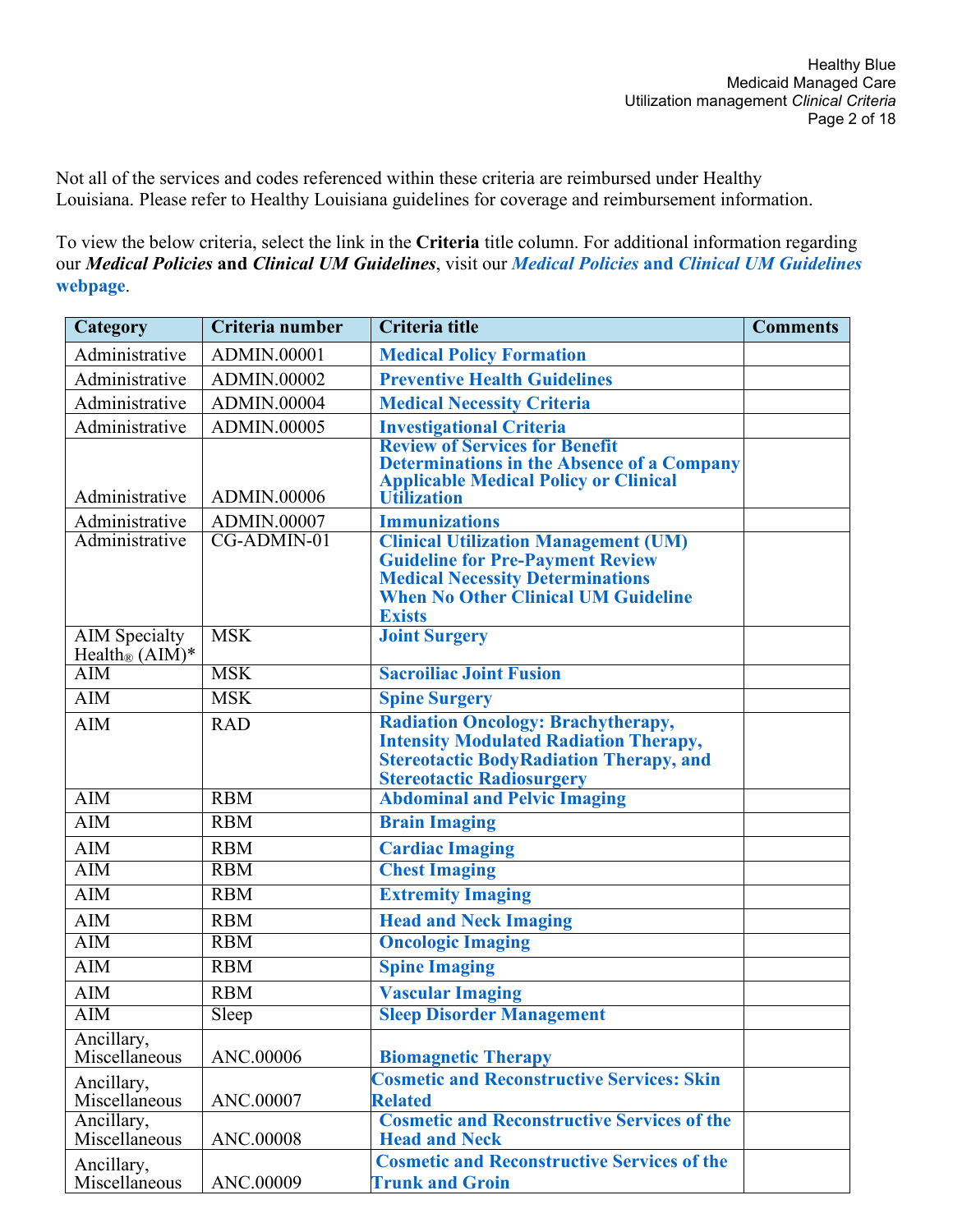Not all of the services and codes referenced within these criteria are reimbursed under Healthy Louisiana. Please refer to Healthy Louisiana guidelines for coverage and reimbursement information.

To view the below criteria, select the link in the **Criteria** title column. For additional information regarding our ***Medical Policies*** **and** ***Clinical UM Guidelines***, visit our ***Medical Policies*** **and** ***Clinical UM Guidelines*** **webpage**.

| Category | Criteria number | Criteria title | Comments |
|---|---|---|---|
| Administrative | ADMIN.00001 | **Medical Policy Formation** | |
| Administrative | ADMIN.00002 | **Preventive Health Guidelines** | |
| Administrative | ADMIN.00004 | **Medical Necessity Criteria** | |
| Administrative | ADMIN.00005 | **Investigational Criteria** | |
| Administrative | ADMIN.00006 | **Review of Services for Benefit Determinations in the Absence of a Company Applicable Medical Policy or Clinical Utilization** | |
| Administrative | ADMIN.00007 | **Immunizations** | |
| Administrative | CG-ADMIN-01 | **Clinical Utilization Management (UM) Guideline for Pre-Payment Review Medical Necessity Determinations When No Other Clinical UM Guideline Exists** | |
| AIM Specialty Health® (AIM)* | MSK | **Joint Surgery** | |
| AIM | MSK | **Sacroiliac Joint Fusion** | |
| AIM | MSK | **Spine Surgery** | |
| AIM | RAD | **Radiation Oncology: Brachytherapy, Intensity Modulated Radiation Therapy, Stereotactic BodyRadiation Therapy, and Stereotactic Radiosurgery** | |
| AIM | RBM | **Abdominal and Pelvic Imaging** | |
| AIM | RBM | **Brain Imaging** | |
| AIM | RBM | **Cardiac Imaging** | |
| AIM | RBM | **Chest Imaging** | |
| AIM | RBM | **Extremity Imaging** | |
| AIM | RBM | **Head and Neck Imaging** | |
| AIM | RBM | **Oncologic Imaging** | |
| AIM | RBM | **Spine Imaging** | |
| AIM | RBM | **Vascular Imaging** | |
| AIM | Sleep | **Sleep Disorder Management** | |
| Ancillary, Miscellaneous | ANC.00006 | **Biomagnetic Therapy** | |
| Ancillary, Miscellaneous | ANC.00007 | **Cosmetic and Reconstructive Services: Skin Related** | |
| Ancillary, Miscellaneous | ANC.00008 | **Cosmetic and Reconstructive Services of the Head and Neck** | |
| Ancillary, Miscellaneous | ANC.00009 | **Cosmetic and Reconstructive Services of the Trunk and Groin** | |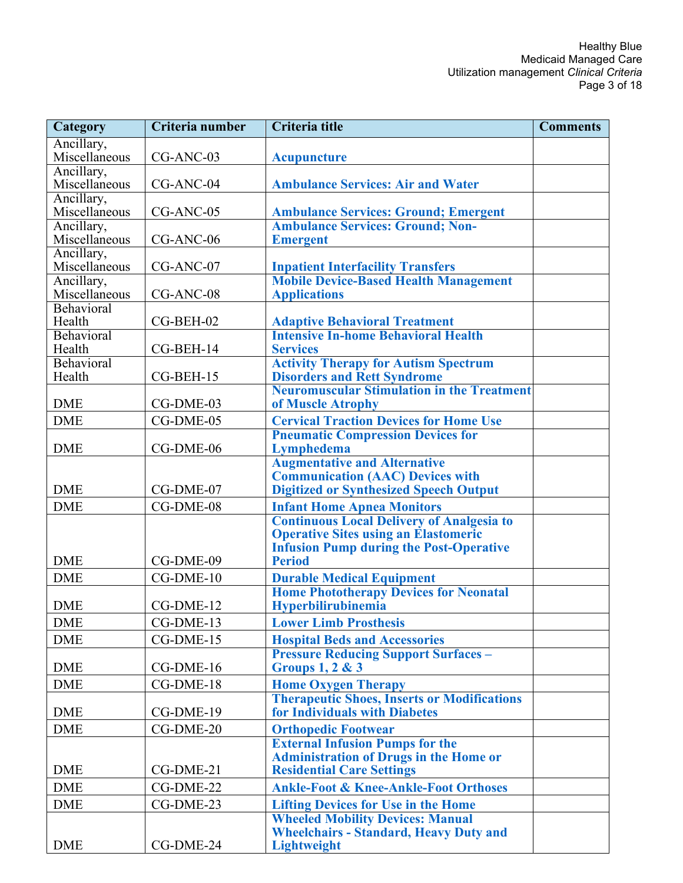| Category | Criteria number | Criteria title | Comments |
| --- | --- | --- | --- |
| Ancillary, Miscellaneous | CG-ANC-03 | **Acupuncture** | |
| Ancillary, Miscellaneous | CG-ANC-04 | **Ambulance Services: Air and Water** | |
| Ancillary, Miscellaneous | CG-ANC-05 | **Ambulance Services: Ground; Emergent** | |
| Ancillary, Miscellaneous | CG-ANC-06 | **Ambulance Services: Ground; Non-Emergent** | |
| Ancillary, Miscellaneous | CG-ANC-07 | **Inpatient Interfacility Transfers** | |
| Ancillary, Miscellaneous | CG-ANC-08 | **Mobile Device-Based Health Management Applications** | |
| Behavioral Health | CG-BEH-02 | **Adaptive Behavioral Treatment** | |
| Behavioral Health | CG-BEH-14 | **Intensive In-home Behavioral Health Services** | |
| Behavioral Health | CG-BEH-15 | **Activity Therapy for Autism Spectrum Disorders and Rett Syndrome** | |
| DME | CG-DME-03 | **Neuromuscular Stimulation in the Treatment of Muscle Atrophy** | |
| DME | CG-DME-05 | **Cervical Traction Devices for Home Use** | |
| DME | CG-DME-06 | **Pneumatic Compression Devices for Lymphedema** | |
| DME | CG-DME-07 | **Augmentative and Alternative Communication (AAC) Devices with Digitized or Synthesized Speech Output** | |
| DME | CG-DME-08 | **Infant Home Apnea Monitors** | |
| DME | CG-DME-09 | **Continuous Local Delivery of Analgesia to Operative Sites using an Elastomeric Infusion Pump during the Post-Operative Period** | |
| DME | CG-DME-10 | **Durable Medical Equipment** | |
| DME | CG-DME-12 | **Home Phototherapy Devices for Neonatal Hyperbilirubinemia** | |
| DME | CG-DME-13 | **Lower Limb Prosthesis** | |
| DME | CG-DME-15 | **Hospital Beds and Accessories** | |
| DME | CG-DME-16 | **Pressure Reducing Support Surfaces – Groups 1, 2 & 3** | |
| DME | CG-DME-18 | **Home Oxygen Therapy** | |
| DME | CG-DME-19 | **Therapeutic Shoes, Inserts or Modifications for Individuals with Diabetes** | |
| DME | CG-DME-20 | **Orthopedic Footwear** | |
| DME | CG-DME-21 | **External Infusion Pumps for the Administration of Drugs in the Home or Residential Care Settings** | |
| DME | CG-DME-22 | **Ankle-Foot & Knee-Ankle-Foot Orthoses** | |
| DME | CG-DME-23 | **Lifting Devices for Use in the Home** | |
| DME | CG-DME-24 | **Wheeled Mobility Devices: Manual Wheelchairs - Standard, Heavy Duty and Lightweight** | |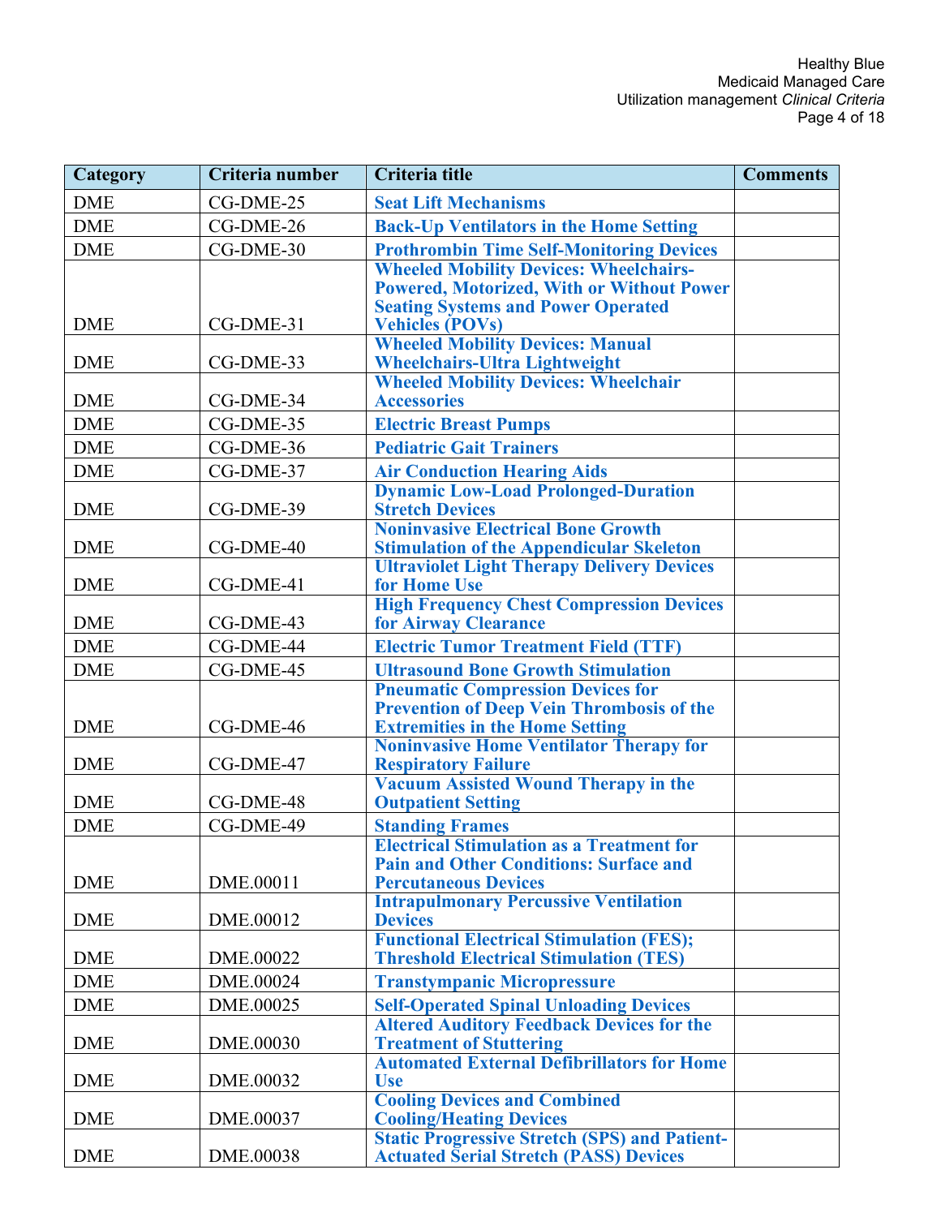| Category | Criteria number | Criteria title | Comments |
|---|---|---|---|
| DME | CG-DME-25 | Seat Lift Mechanisms | |
| DME | CG-DME-26 | Back-Up Ventilators in the Home Setting | |
| DME | CG-DME-30 | Prothrombin Time Self-Monitoring Devices | |
| DME | CG-DME-31 | Wheeled Mobility Devices: Wheelchairs-Powered, Motorized, With or Without Power Seating Systems and Power Operated Vehicles (POVs) | |
| DME | CG-DME-33 | Wheeled Mobility Devices: Manual Wheelchairs-Ultra Lightweight | |
| DME | CG-DME-34 | Wheeled Mobility Devices: Wheelchair Accessories | |
| DME | CG-DME-35 | Electric Breast Pumps | |
| DME | CG-DME-36 | Pediatric Gait Trainers | |
| DME | CG-DME-37 | Air Conduction Hearing Aids | |
| DME | CG-DME-39 | Dynamic Low-Load Prolonged-Duration Stretch Devices | |
| DME | CG-DME-40 | Noninvasive Electrical Bone Growth Stimulation of the Appendicular Skeleton | |
| DME | CG-DME-41 | Ultraviolet Light Therapy Delivery Devices for Home Use | |
| DME | CG-DME-43 | High Frequency Chest Compression Devices for Airway Clearance | |
| DME | CG-DME-44 | Electric Tumor Treatment Field (TTF) | |
| DME | CG-DME-45 | Ultrasound Bone Growth Stimulation | |
| DME | CG-DME-46 | Pneumatic Compression Devices for Prevention of Deep Vein Thrombosis of the Extremities in the Home Setting | |
| DME | CG-DME-47 | Noninvasive Home Ventilator Therapy for Respiratory Failure | |
| DME | CG-DME-48 | Vacuum Assisted Wound Therapy in the Outpatient Setting | |
| DME | CG-DME-49 | Standing Frames | |
| DME | DME.00011 | Electrical Stimulation as a Treatment for Pain and Other Conditions: Surface and Percutaneous Devices | |
| DME | DME.00012 | Intrapulmonary Percussive Ventilation Devices | |
| DME | DME.00022 | Functional Electrical Stimulation (FES); Threshold Electrical Stimulation (TES) | |
| DME | DME.00024 | Transtympanic Micropressure | |
| DME | DME.00025 | Self-Operated Spinal Unloading Devices | |
| DME | DME.00030 | Altered Auditory Feedback Devices for the Treatment of Stuttering | |
| DME | DME.00032 | Automated External Defibrillators for Home Use | |
| DME | DME.00037 | Cooling Devices and Combined Cooling/Heating Devices | |
| DME | DME.00038 | Static Progressive Stretch (SPS) and Patient-Actuated Serial Stretch (PASS) Devices | |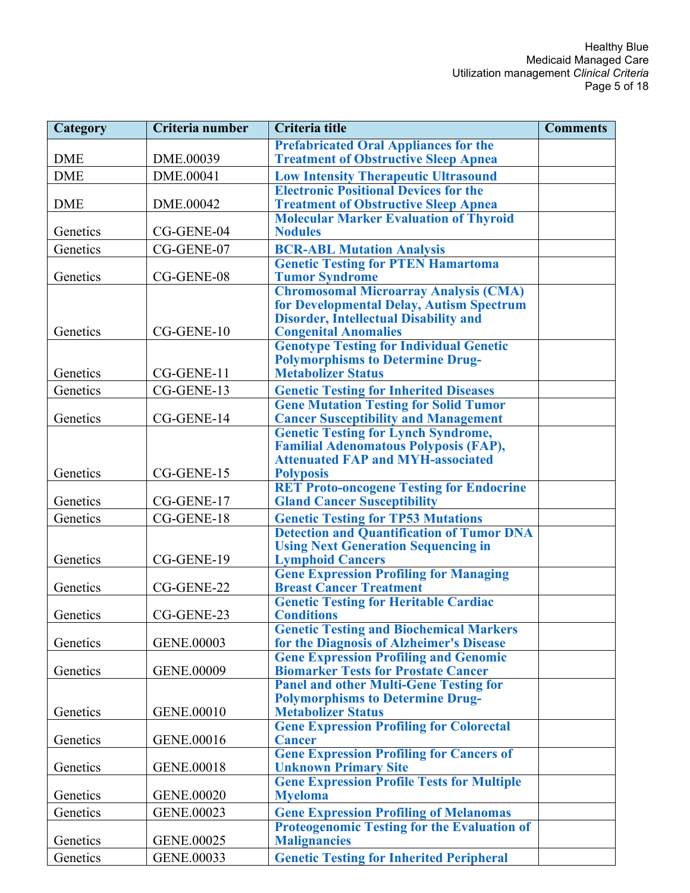| Category | Criteria number | Criteria title | Comments |
|---|---|---|---|
| DME | DME.00039 | Prefabricated Oral Appliances for the Treatment of Obstructive Sleep Apnea | |
| DME | DME.00041 | Low Intensity Therapeutic Ultrasound | |
| DME | DME.00042 | Electronic Positional Devices for the Treatment of Obstructive Sleep Apnea | |
| Genetics | CG-GENE-04 | Molecular Marker Evaluation of Thyroid Nodules | |
| Genetics | CG-GENE-07 | BCR-ABL Mutation Analysis | |
| Genetics | CG-GENE-08 | Genetic Testing for PTEN Hamartoma Tumor Syndrome | |
| Genetics | CG-GENE-10 | Chromosomal Microarray Analysis (CMA) for Developmental Delay, Autism Spectrum Disorder, Intellectual Disability and Congenital Anomalies | |
| Genetics | CG-GENE-11 | Genotype Testing for Individual Genetic Polymorphisms to Determine Drug-Metabolizer Status | |
| Genetics | CG-GENE-13 | Genetic Testing for Inherited Diseases | |
| Genetics | CG-GENE-14 | Gene Mutation Testing for Solid Tumor Cancer Susceptibility and Management | |
| Genetics | CG-GENE-15 | Genetic Testing for Lynch Syndrome, Familial Adenomatous Polyposis (FAP), Attenuated FAP and MYH-associated Polyposis | |
| Genetics | CG-GENE-17 | RET Proto-oncogene Testing for Endocrine Gland Cancer Susceptibility | |
| Genetics | CG-GENE-18 | Genetic Testing for TP53 Mutations | |
| Genetics | CG-GENE-19 | Detection and Quantification of Tumor DNA Using Next Generation Sequencing in Lymphoid Cancers | |
| Genetics | CG-GENE-22 | Gene Expression Profiling for Managing Breast Cancer Treatment | |
| Genetics | CG-GENE-23 | Genetic Testing for Heritable Cardiac Conditions | |
| Genetics | GENE.00003 | Genetic Testing and Biochemical Markers for the Diagnosis of Alzheimer's Disease | |
| Genetics | GENE.00009 | Gene Expression Profiling and Genomic Biomarker Tests for Prostate Cancer | |
| Genetics | GENE.00010 | Panel and other Multi-Gene Testing for Polymorphisms to Determine Drug-Metabolizer Status | |
| Genetics | GENE.00016 | Gene Expression Profiling for Colorectal Cancer | |
| Genetics | GENE.00018 | Gene Expression Profiling for Cancers of Unknown Primary Site | |
| Genetics | GENE.00020 | Gene Expression Profile Tests for Multiple Myeloma | |
| Genetics | GENE.00023 | Gene Expression Profiling of Melanomas | |
| Genetics | GENE.00025 | Proteogenomic Testing for the Evaluation of Malignancies | |
| Genetics | GENE.00033 | Genetic Testing for Inherited Peripheral | |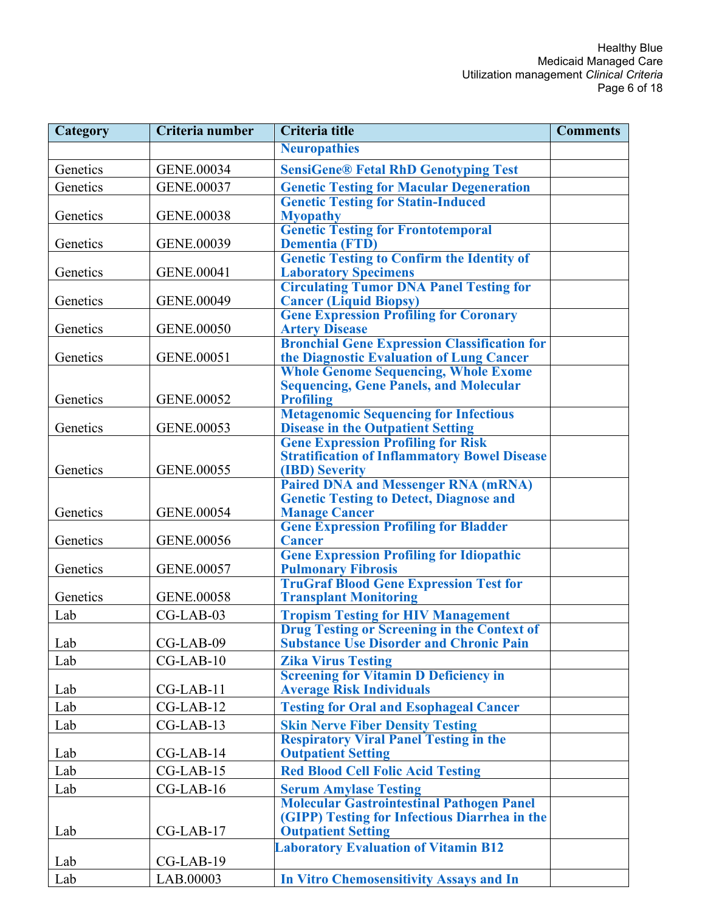| Category | Criteria number | Criteria title | Comments |
|---|---|---|---|
| | | Neuropathies | |
| Genetics | GENE.00034 | SensiGene® Fetal RhD Genotyping Test | |
| Genetics | GENE.00037 | Genetic Testing for Macular Degeneration | |
| Genetics | GENE.00038 | Genetic Testing for Statin-Induced Myopathy | |
| Genetics | GENE.00039 | Genetic Testing for Frontotemporal Dementia (FTD) | |
| Genetics | GENE.00041 | Genetic Testing to Confirm the Identity of Laboratory Specimens | |
| Genetics | GENE.00049 | Circulating Tumor DNA Panel Testing for Cancer (Liquid Biopsy) | |
| Genetics | GENE.00050 | Gene Expression Profiling for Coronary Artery Disease | |
| Genetics | GENE.00051 | Bronchial Gene Expression Classification for the Diagnostic Evaluation of Lung Cancer | |
| Genetics | GENE.00052 | Whole Genome Sequencing, Whole Exome Sequencing, Gene Panels, and Molecular Profiling | |
| Genetics | GENE.00053 | Metagenomic Sequencing for Infectious Disease in the Outpatient Setting | |
| Genetics | GENE.00055 | Gene Expression Profiling for Risk Stratification of Inflammatory Bowel Disease (IBD) Severity | |
| Genetics | GENE.00054 | Paired DNA and Messenger RNA (mRNA) Genetic Testing to Detect, Diagnose and Manage Cancer | |
| Genetics | GENE.00056 | Gene Expression Profiling for Bladder Cancer | |
| Genetics | GENE.00057 | Gene Expression Profiling for Idiopathic Pulmonary Fibrosis | |
| Genetics | GENE.00058 | TruGraf Blood Gene Expression Test for Transplant Monitoring | |
| Lab | CG-LAB-03 | Tropism Testing for HIV Management | |
| Lab | CG-LAB-09 | Drug Testing or Screening in the Context of Substance Use Disorder and Chronic Pain | |
| Lab | CG-LAB-10 | Zika Virus Testing | |
| Lab | CG-LAB-11 | Screening for Vitamin D Deficiency in Average Risk Individuals | |
| Lab | CG-LAB-12 | Testing for Oral and Esophageal Cancer | |
| Lab | CG-LAB-13 | Skin Nerve Fiber Density Testing | |
| Lab | CG-LAB-14 | Respiratory Viral Panel Testing in the Outpatient Setting | |
| Lab | CG-LAB-15 | Red Blood Cell Folic Acid Testing | |
| Lab | CG-LAB-16 | Serum Amylase Testing | |
| Lab | CG-LAB-17 | Molecular Gastrointestinal Pathogen Panel (GIPP) Testing for Infectious Diarrhea in the Outpatient Setting | |
| Lab | CG-LAB-19 | Laboratory Evaluation of Vitamin B12 | |
| Lab | LAB.00003 | In Vitro Chemosensitivity Assays and In | |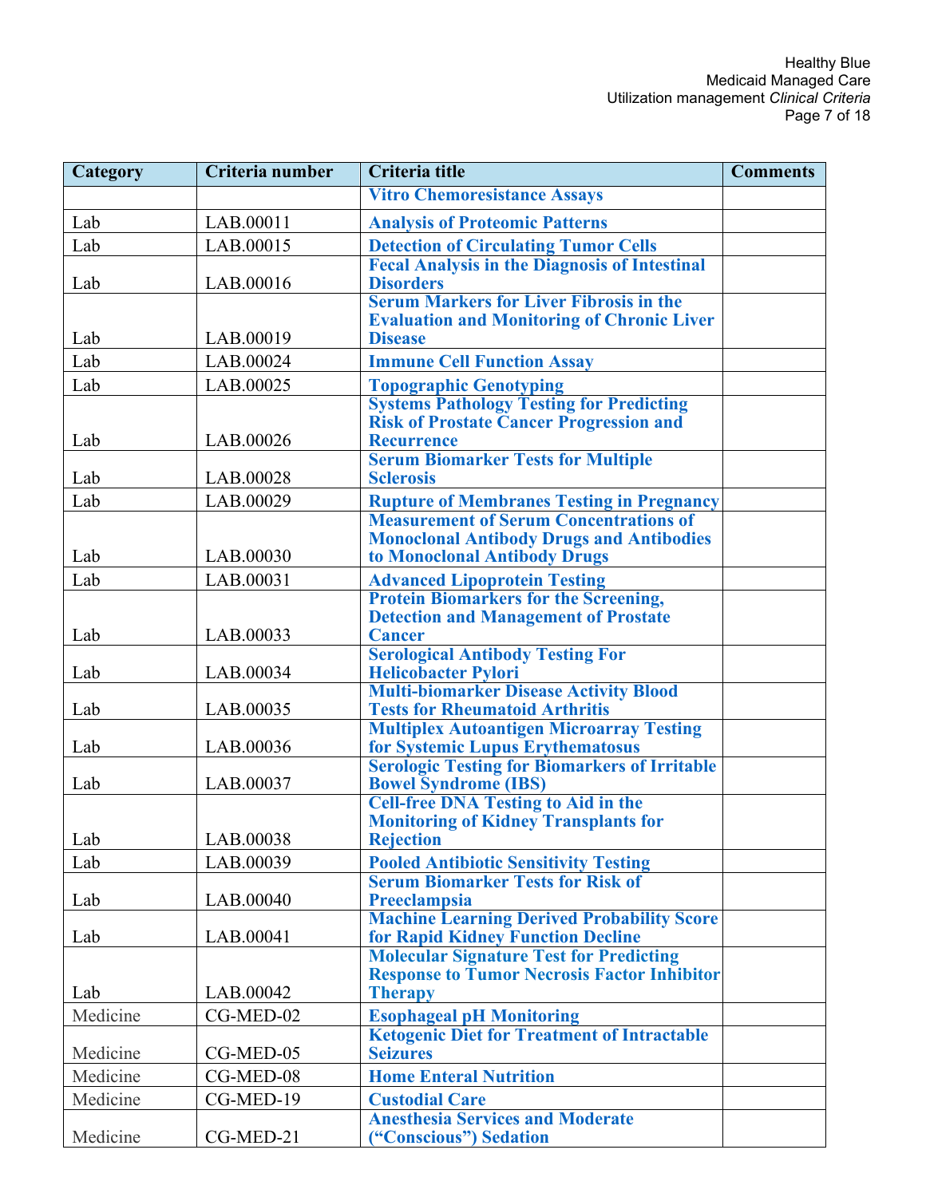| Category | Criteria number | Criteria title | Comments |
|---|---|---|---|
| | | Vitro Chemoresistance Assays | |
| Lab | LAB.00011 | Analysis of Proteomic Patterns | |
| Lab | LAB.00015 | Detection of Circulating Tumor Cells | |
| Lab | LAB.00016 | Fecal Analysis in the Diagnosis of Intestinal Disorders | |
| Lab | LAB.00019 | Serum Markers for Liver Fibrosis in the Evaluation and Monitoring of Chronic Liver Disease | |
| Lab | LAB.00024 | Immune Cell Function Assay | |
| Lab | LAB.00025 | Topographic Genotyping | |
| Lab | LAB.00026 | Systems Pathology Testing for Predicting Risk of Prostate Cancer Progression and Recurrence | |
| Lab | LAB.00028 | Serum Biomarker Tests for Multiple Sclerosis | |
| Lab | LAB.00029 | Rupture of Membranes Testing in Pregnancy | |
| Lab | LAB.00030 | Measurement of Serum Concentrations of Monoclonal Antibody Drugs and Antibodies to Monoclonal Antibody Drugs | |
| Lab | LAB.00031 | Advanced Lipoprotein Testing | |
| Lab | LAB.00033 | Protein Biomarkers for the Screening, Detection and Management of Prostate Cancer | |
| Lab | LAB.00034 | Serological Antibody Testing For Helicobacter Pylori | |
| Lab | LAB.00035 | Multi-biomarker Disease Activity Blood Tests for Rheumatoid Arthritis | |
| Lab | LAB.00036 | Multiplex Autoantigen Microarray Testing for Systemic Lupus Erythematosus | |
| Lab | LAB.00037 | Serologic Testing for Biomarkers of Irritable Bowel Syndrome (IBS) | |
| Lab | LAB.00038 | Cell-free DNA Testing to Aid in the Monitoring of Kidney Transplants for Rejection | |
| Lab | LAB.00039 | Pooled Antibiotic Sensitivity Testing | |
| Lab | LAB.00040 | Serum Biomarker Tests for Risk of Preeclampsia | |
| Lab | LAB.00041 | Machine Learning Derived Probability Score for Rapid Kidney Function Decline | |
| Lab | LAB.00042 | Molecular Signature Test for Predicting Response to Tumor Necrosis Factor Inhibitor Therapy | |
| Medicine | CG-MED-02 | Esophageal pH Monitoring | |
| Medicine | CG-MED-05 | Ketogenic Diet for Treatment of Intractable Seizures | |
| Medicine | CG-MED-08 | Home Enteral Nutrition | |
| Medicine | CG-MED-19 | Custodial Care | |
| Medicine | CG-MED-21 | Anesthesia Services and Moderate ("Conscious") Sedation | |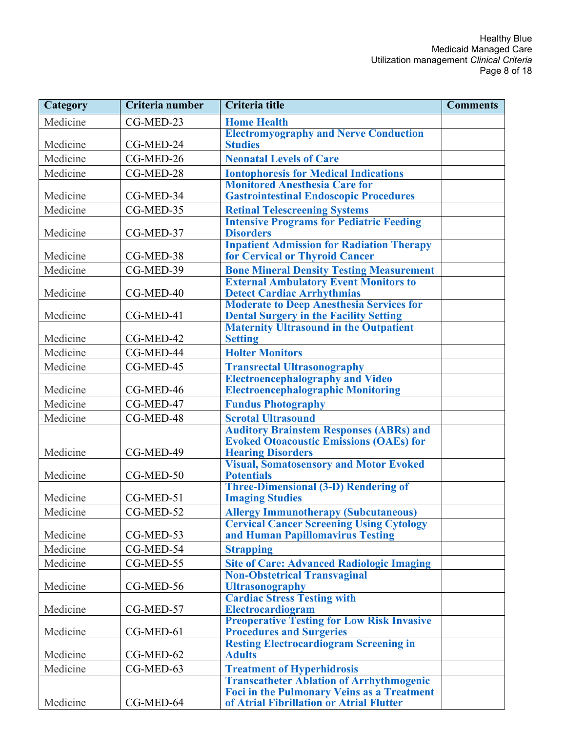| Category | Criteria number | Criteria title | Comments |
|---|---|---|---|
| Medicine | CG-MED-23 | **Home Health** | |
| Medicine | CG-MED-24 | **Electromyography and Nerve Conduction Studies** | |
| Medicine | CG-MED-26 | **Neonatal Levels of Care** | |
| Medicine | CG-MED-28 | **Iontophoresis for Medical Indications** | |
| Medicine | CG-MED-34 | **Monitored Anesthesia Care for Gastrointestinal Endoscopic Procedures** | |
| Medicine | CG-MED-35 | **Retinal Telescreening Systems** | |
| Medicine | CG-MED-37 | **Intensive Programs for Pediatric Feeding Disorders** | |
| Medicine | CG-MED-38 | **Inpatient Admission for Radiation Therapy for Cervical or Thyroid Cancer** | |
| Medicine | CG-MED-39 | **Bone Mineral Density Testing Measurement** | |
| Medicine | CG-MED-40 | **External Ambulatory Event Monitors to Detect Cardiac Arrhythmias** | |
| Medicine | CG-MED-41 | **Moderate to Deep Anesthesia Services for Dental Surgery in the Facility Setting** | |
| Medicine | CG-MED-42 | **Maternity Ultrasound in the Outpatient Setting** | |
| Medicine | CG-MED-44 | **Holter Monitors** | |
| Medicine | CG-MED-45 | **Transrectal Ultrasonography** | |
| Medicine | CG-MED-46 | **Electroencephalography and Video Electroencephalographic Monitoring** | |
| Medicine | CG-MED-47 | **Fundus Photography** | |
| Medicine | CG-MED-48 | **Scrotal Ultrasound** | |
| Medicine | CG-MED-49 | **Auditory Brainstem Responses (ABRs) and Evoked Otoacoustic Emissions (OAEs) for Hearing Disorders** | |
| Medicine | CG-MED-50 | **Visual, Somatosensory and Motor Evoked Potentials** | |
| Medicine | CG-MED-51 | **Three-Dimensional (3-D) Rendering of Imaging Studies** | |
| Medicine | CG-MED-52 | **Allergy Immunotherapy (Subcutaneous)** | |
| Medicine | CG-MED-53 | **Cervical Cancer Screening Using Cytology and Human Papillomavirus Testing** | |
| Medicine | CG-MED-54 | **Strapping** | |
| Medicine | CG-MED-55 | **Site of Care: Advanced Radiologic Imaging** | |
| Medicine | CG-MED-56 | **Non-Obstetrical Transvaginal Ultrasonography** | |
| Medicine | CG-MED-57 | **Cardiac Stress Testing with Electrocardiogram** | |
| Medicine | CG-MED-61 | **Preoperative Testing for Low Risk Invasive Procedures and Surgeries** | |
| Medicine | CG-MED-62 | **Resting Electrocardiogram Screening in Adults** | |
| Medicine | CG-MED-63 | **Treatment of Hyperhidrosis** | |
| Medicine | CG-MED-64 | **Transcatheter Ablation of Arrhythmogenic Foci in the Pulmonary Veins as a Treatment of Atrial Fibrillation or Atrial Flutter** | |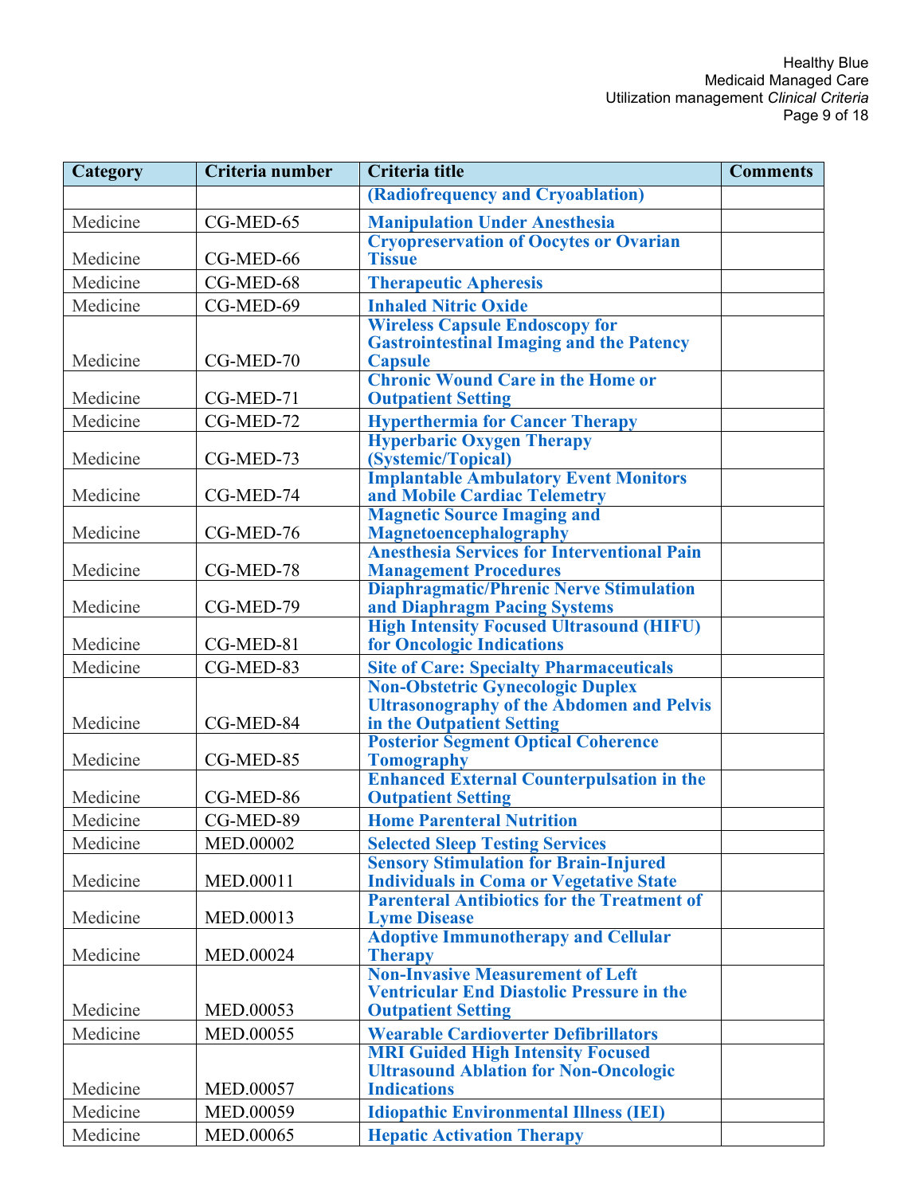| Category | Criteria number | Criteria title | Comments |
|---|---|---|---|
| | | **(Radiofrequency and Cryoablation)** | |
| Medicine | CG-MED-65 | **Manipulation Under Anesthesia** | |
| Medicine | CG-MED-66 | **Cryopreservation of Oocytes or Ovarian Tissue** | |
| Medicine | CG-MED-68 | **Therapeutic Apheresis** | |
| Medicine | CG-MED-69 | **Inhaled Nitric Oxide** | |
| Medicine | CG-MED-70 | **Wireless Capsule Endoscopy for Gastrointestinal Imaging and the Patency Capsule** | |
| Medicine | CG-MED-71 | **Chronic Wound Care in the Home or Outpatient Setting** | |
| Medicine | CG-MED-72 | **Hyperthermia for Cancer Therapy** | |
| Medicine | CG-MED-73 | **Hyperbaric Oxygen Therapy (Systemic/Topical)** | |
| Medicine | CG-MED-74 | **Implantable Ambulatory Event Monitors and Mobile Cardiac Telemetry** | |
| Medicine | CG-MED-76 | **Magnetic Source Imaging and Magnetoencephalography** | |
| Medicine | CG-MED-78 | **Anesthesia Services for Interventional Pain Management Procedures** | |
| Medicine | CG-MED-79 | **Diaphragmatic/Phrenic Nerve Stimulation and Diaphragm Pacing Systems** | |
| Medicine | CG-MED-81 | **High Intensity Focused Ultrasound (HIFU) for Oncologic Indications** | |
| Medicine | CG-MED-83 | **Site of Care: Specialty Pharmaceuticals** | |
| Medicine | CG-MED-84 | **Non-Obstetric Gynecologic Duplex Ultrasonography of the Abdomen and Pelvis in the Outpatient Setting** | |
| Medicine | CG-MED-85 | **Posterior Segment Optical Coherence Tomography** | |
| Medicine | CG-MED-86 | **Enhanced External Counterpulsation in the Outpatient Setting** | |
| Medicine | CG-MED-89 | **Home Parenteral Nutrition** | |
| Medicine | MED.00002 | **Selected Sleep Testing Services** | |
| Medicine | MED.00011 | **Sensory Stimulation for Brain-Injured Individuals in Coma or Vegetative State** | |
| Medicine | MED.00013 | **Parenteral Antibiotics for the Treatment of Lyme Disease** | |
| Medicine | MED.00024 | **Adoptive Immunotherapy and Cellular Therapy** | |
| Medicine | MED.00053 | **Non-Invasive Measurement of Left Ventricular End Diastolic Pressure in the Outpatient Setting** | |
| Medicine | MED.00055 | **Wearable Cardioverter Defibrillators** | |
| Medicine | MED.00057 | **MRI Guided High Intensity Focused Ultrasound Ablation for Non-Oncologic Indications** | |
| Medicine | MED.00059 | **Idiopathic Environmental Illness (IEI)** | |
| Medicine | MED.00065 | **Hepatic Activation Therapy** | |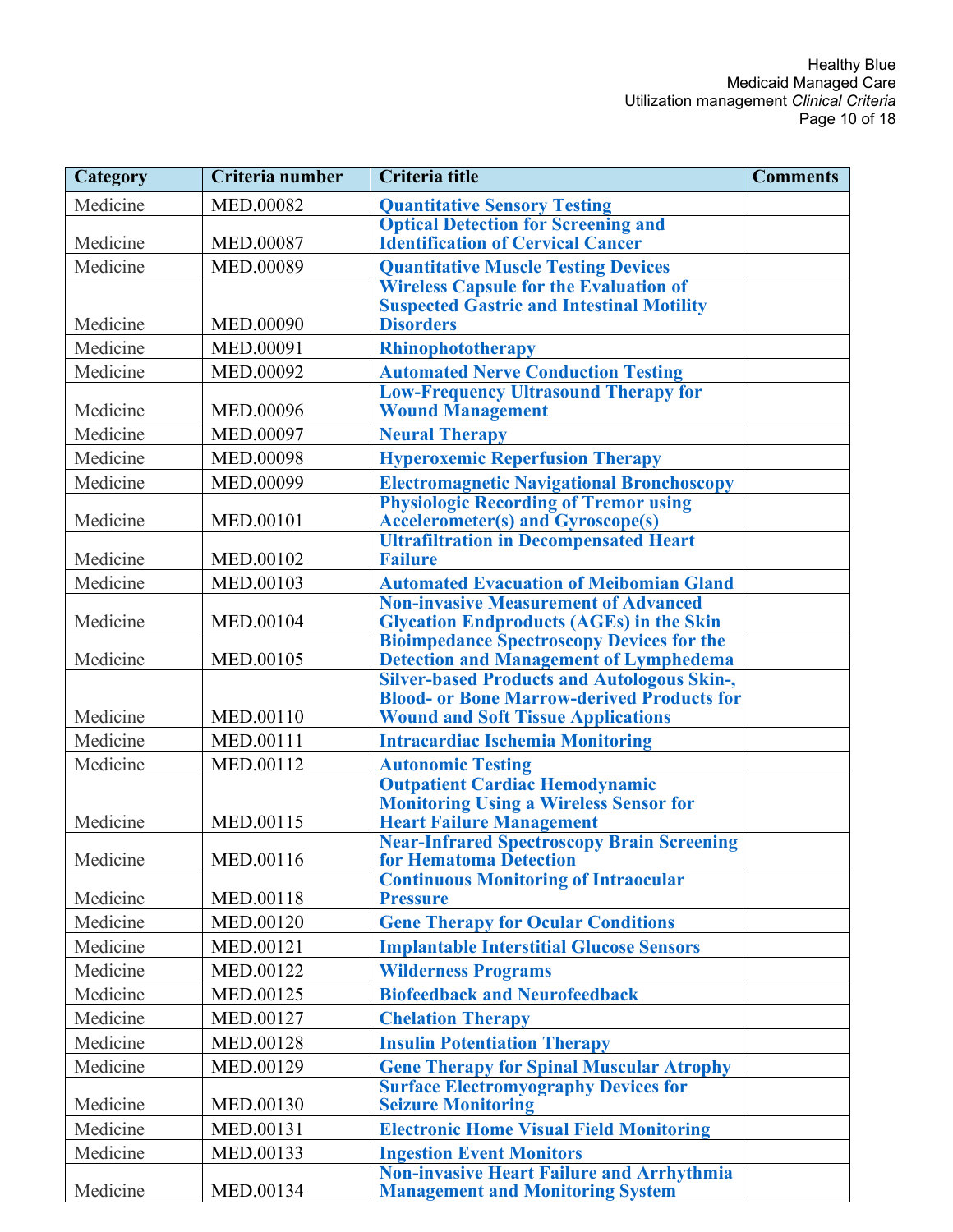| Category | Criteria number | Criteria title | Comments |
|---|---|---|---|
| Medicine | MED.00082 | Quantitative Sensory Testing | |
| Medicine | MED.00087 | Optical Detection for Screening and Identification of Cervical Cancer | |
| Medicine | MED.00089 | Quantitative Muscle Testing Devices | |
| Medicine | MED.00090 | Wireless Capsule for the Evaluation of Suspected Gastric and Intestinal Motility Disorders | |
| Medicine | MED.00091 | Rhinophototherapy | |
| Medicine | MED.00092 | Automated Nerve Conduction Testing | |
| Medicine | MED.00096 | Low-Frequency Ultrasound Therapy for Wound Management | |
| Medicine | MED.00097 | Neural Therapy | |
| Medicine | MED.00098 | Hyperoxemic Reperfusion Therapy | |
| Medicine | MED.00099 | Electromagnetic Navigational Bronchoscopy | |
| Medicine | MED.00101 | Physiologic Recording of Tremor using Accelerometer(s) and Gyroscope(s) | |
| Medicine | MED.00102 | Ultrafiltration in Decompensated Heart Failure | |
| Medicine | MED.00103 | Automated Evacuation of Meibomian Gland | |
| Medicine | MED.00104 | Non-invasive Measurement of Advanced Glycation Endproducts (AGEs) in the Skin | |
| Medicine | MED.00105 | Bioimpedance Spectroscopy Devices for the Detection and Management of Lymphedema | |
| Medicine | MED.00110 | Silver-based Products and Autologous Skin-, Blood- or Bone Marrow-derived Products for Wound and Soft Tissue Applications | |
| Medicine | MED.00111 | Intracardiac Ischemia Monitoring | |
| Medicine | MED.00112 | Autonomic Testing | |
| Medicine | MED.00115 | Outpatient Cardiac Hemodynamic Monitoring Using a Wireless Sensor for Heart Failure Management | |
| Medicine | MED.00116 | Near-Infrared Spectroscopy Brain Screening for Hematoma Detection | |
| Medicine | MED.00118 | Continuous Monitoring of Intraocular Pressure | |
| Medicine | MED.00120 | Gene Therapy for Ocular Conditions | |
| Medicine | MED.00121 | Implantable Interstitial Glucose Sensors | |
| Medicine | MED.00122 | Wilderness Programs | |
| Medicine | MED.00125 | Biofeedback and Neurofeedback | |
| Medicine | MED.00127 | Chelation Therapy | |
| Medicine | MED.00128 | Insulin Potentiation Therapy | |
| Medicine | MED.00129 | Gene Therapy for Spinal Muscular Atrophy | |
| Medicine | MED.00130 | Surface Electromyography Devices for Seizure Monitoring | |
| Medicine | MED.00131 | Electronic Home Visual Field Monitoring | |
| Medicine | MED.00133 | Ingestion Event Monitors | |
| Medicine | MED.00134 | Non-invasive Heart Failure and Arrhythmia Management and Monitoring System | |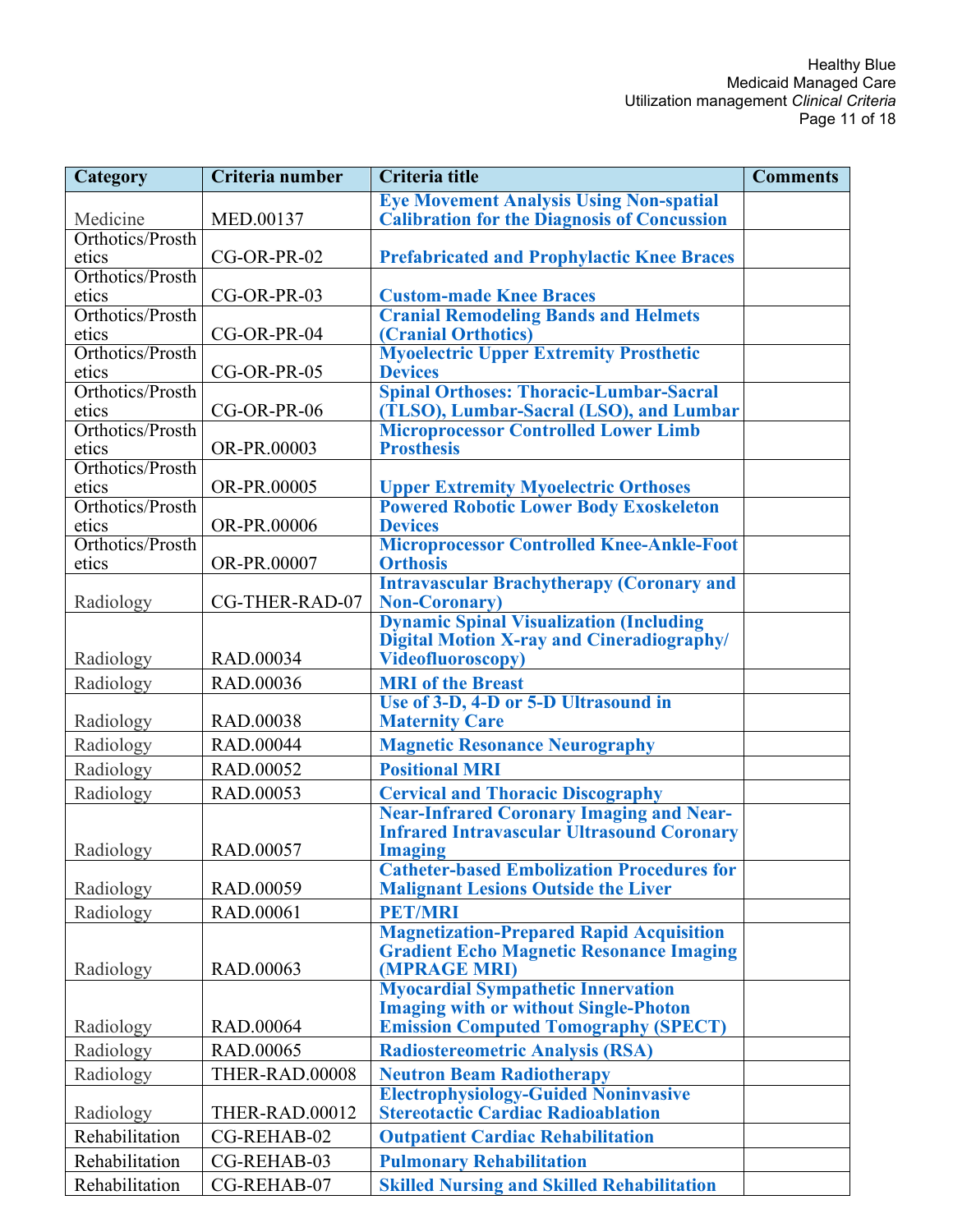| Category | Criteria number | Criteria title | Comments |
|---|---|---|---|
| Medicine | MED.00137 | **Eye Movement Analysis Using Non-spatial Calibration for the Diagnosis of Concussion** | |
| Orthotics/Prosthetics | CG-OR-PR-02 | **Prefabricated and Prophylactic Knee Braces** | |
| Orthotics/Prosthetics | CG-OR-PR-03 | **Custom-made Knee Braces** | |
| Orthotics/Prosthetics | CG-OR-PR-04 | **Cranial Remodeling Bands and Helmets (Cranial Orthotics)** | |
| Orthotics/Prosthetics | CG-OR-PR-05 | **Myoelectric Upper Extremity Prosthetic Devices** | |
| Orthotics/Prosthetics | CG-OR-PR-06 | **Spinal Orthoses: Thoracic-Lumbar-Sacral (TLSO), Lumbar-Sacral (LSO), and Lumbar** | |
| Orthotics/Prosthetics | OR-PR.00003 | **Microprocessor Controlled Lower Limb Prosthesis** | |
| Orthotics/Prosthetics | OR-PR.00005 | **Upper Extremity Myoelectric Orthoses** | |
| Orthotics/Prosthetics | OR-PR.00006 | **Powered Robotic Lower Body Exoskeleton Devices** | |
| Orthotics/Prosthetics | OR-PR.00007 | **Microprocessor Controlled Knee-Ankle-Foot Orthosis** | |
| Radiology | CG-THER-RAD-07 | **Intravascular Brachytherapy (Coronary and Non-Coronary)** | |
| Radiology | RAD.00034 | **Dynamic Spinal Visualization (Including Digital Motion X-ray and Cineradiography/ Videofluoroscopy)** | |
| Radiology | RAD.00036 | **MRI of the Breast** | |
| Radiology | RAD.00038 | **Use of 3-D, 4-D or 5-D Ultrasound in Maternity Care** | |
| Radiology | RAD.00044 | **Magnetic Resonance Neurography** | |
| Radiology | RAD.00052 | **Positional MRI** | |
| Radiology | RAD.00053 | **Cervical and Thoracic Discography** | |
| Radiology | RAD.00057 | **Near-Infrared Coronary Imaging and Near-Infrared Intravascular Ultrasound Coronary Imaging** | |
| Radiology | RAD.00059 | **Catheter-based Embolization Procedures for Malignant Lesions Outside the Liver** | |
| Radiology | RAD.00061 | **PET/MRI** | |
| Radiology | RAD.00063 | **Magnetization-Prepared Rapid Acquisition Gradient Echo Magnetic Resonance Imaging (MPRAGE MRI)** | |
| Radiology | RAD.00064 | **Myocardial Sympathetic Innervation Imaging with or without Single-Photon Emission Computed Tomography (SPECT)** | |
| Radiology | RAD.00065 | **Radiostereometric Analysis (RSA)** | |
| Radiology | THER-RAD.00008 | **Neutron Beam Radiotherapy** | |
| Radiology | THER-RAD.00012 | **Electrophysiology-Guided Noninvasive Stereotactic Cardiac Radioablation** | |
| Rehabilitation | CG-REHAB-02 | **Outpatient Cardiac Rehabilitation** | |
| Rehabilitation | CG-REHAB-03 | **Pulmonary Rehabilitation** | |
| Rehabilitation | CG-REHAB-07 | **Skilled Nursing and Skilled Rehabilitation** | |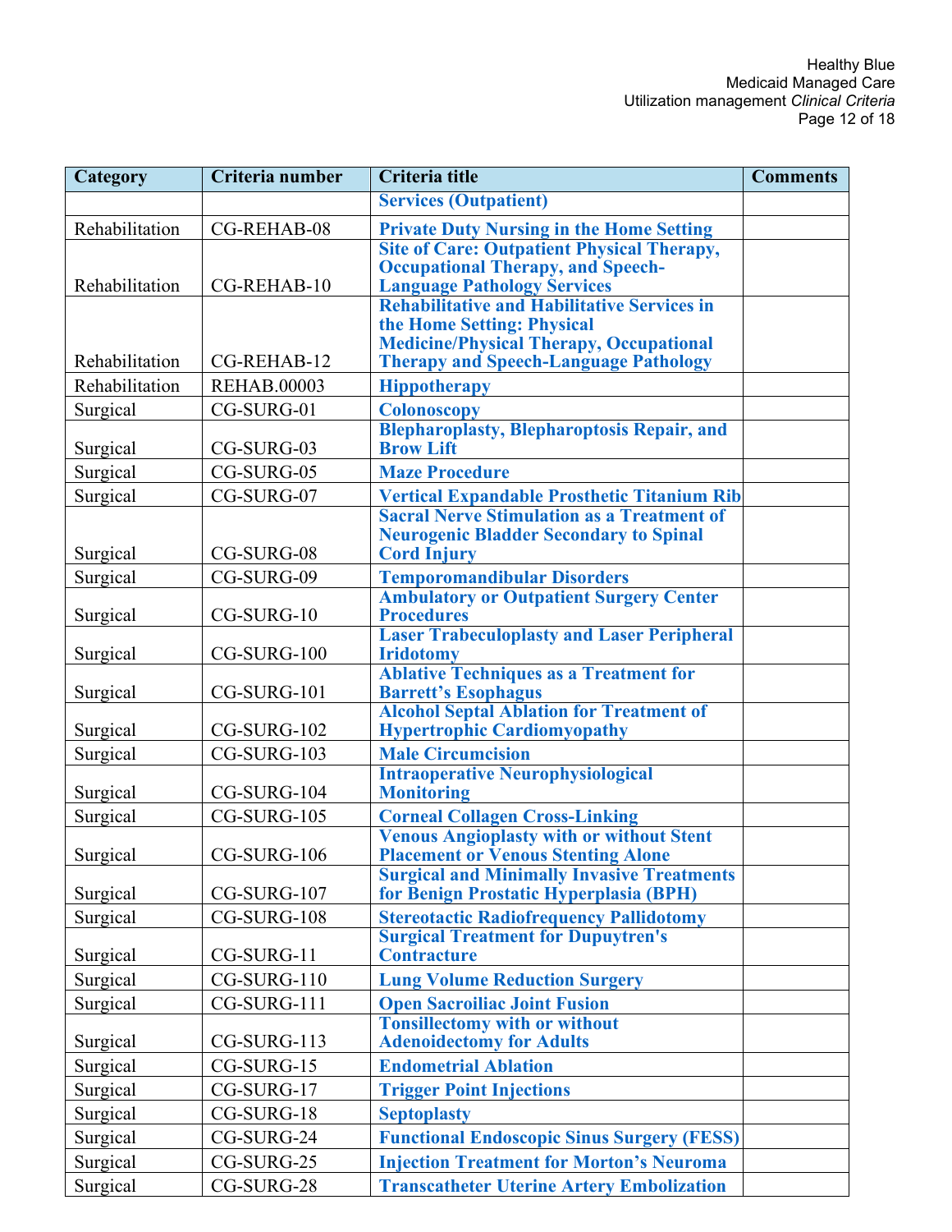| Category | Criteria number | Criteria title | Comments |
|---|---|---|---|
| | | **Services (Outpatient)** | |
| Rehabilitation | CG-REHAB-08 | **Private Duty Nursing in the Home Setting** | |
| Rehabilitation | CG-REHAB-10 | **Site of Care: Outpatient Physical Therapy, Occupational Therapy, and Speech-Language Pathology Services** | |
| Rehabilitation | CG-REHAB-12 | **Rehabilitative and Habilitative Services in the Home Setting: Physical Medicine/Physical Therapy, Occupational Therapy and Speech-Language Pathology** | |
| Rehabilitation | REHAB.00003 | **Hippotherapy** | |
| Surgical | CG-SURG-01 | **Colonoscopy** | |
| Surgical | CG-SURG-03 | **Blepharoplasty, Blepharoptosis Repair, and Brow Lift** | |
| Surgical | CG-SURG-05 | **Maze Procedure** | |
| Surgical | CG-SURG-07 | **Vertical Expandable Prosthetic Titanium Rib** | |
| Surgical | CG-SURG-08 | **Sacral Nerve Stimulation as a Treatment of Neurogenic Bladder Secondary to Spinal Cord Injury** | |
| Surgical | CG-SURG-09 | **Temporomandibular Disorders** | |
| Surgical | CG-SURG-10 | **Ambulatory or Outpatient Surgery Center Procedures** | |
| Surgical | CG-SURG-100 | **Laser Trabeculoplasty and Laser Peripheral Iridotomy** | |
| Surgical | CG-SURG-101 | **Ablative Techniques as a Treatment for Barrett's Esophagus** | |
| Surgical | CG-SURG-102 | **Alcohol Septal Ablation for Treatment of Hypertrophic Cardiomyopathy** | |
| Surgical | CG-SURG-103 | **Male Circumcision** | |
| Surgical | CG-SURG-104 | **Intraoperative Neurophysiological Monitoring** | |
| Surgical | CG-SURG-105 | **Corneal Collagen Cross-Linking** | |
| Surgical | CG-SURG-106 | **Venous Angioplasty with or without Stent Placement or Venous Stenting Alone** | |
| Surgical | CG-SURG-107 | **Surgical and Minimally Invasive Treatments for Benign Prostatic Hyperplasia (BPH)** | |
| Surgical | CG-SURG-108 | **Stereotactic Radiofrequency Pallidotomy** | |
| Surgical | CG-SURG-11 | **Surgical Treatment for Dupuytren's Contracture** | |
| Surgical | CG-SURG-110 | **Lung Volume Reduction Surgery** | |
| Surgical | CG-SURG-111 | **Open Sacroiliac Joint Fusion** | |
| Surgical | CG-SURG-113 | **Tonsillectomy with or without Adenoidectomy for Adults** | |
| Surgical | CG-SURG-15 | **Endometrial Ablation** | |
| Surgical | CG-SURG-17 | **Trigger Point Injections** | |
| Surgical | CG-SURG-18 | **Septoplasty** | |
| Surgical | CG-SURG-24 | **Functional Endoscopic Sinus Surgery (FESS)** | |
| Surgical | CG-SURG-25 | **Injection Treatment for Morton's Neuroma** | |
| Surgical | CG-SURG-28 | **Transcatheter Uterine Artery Embolization** | |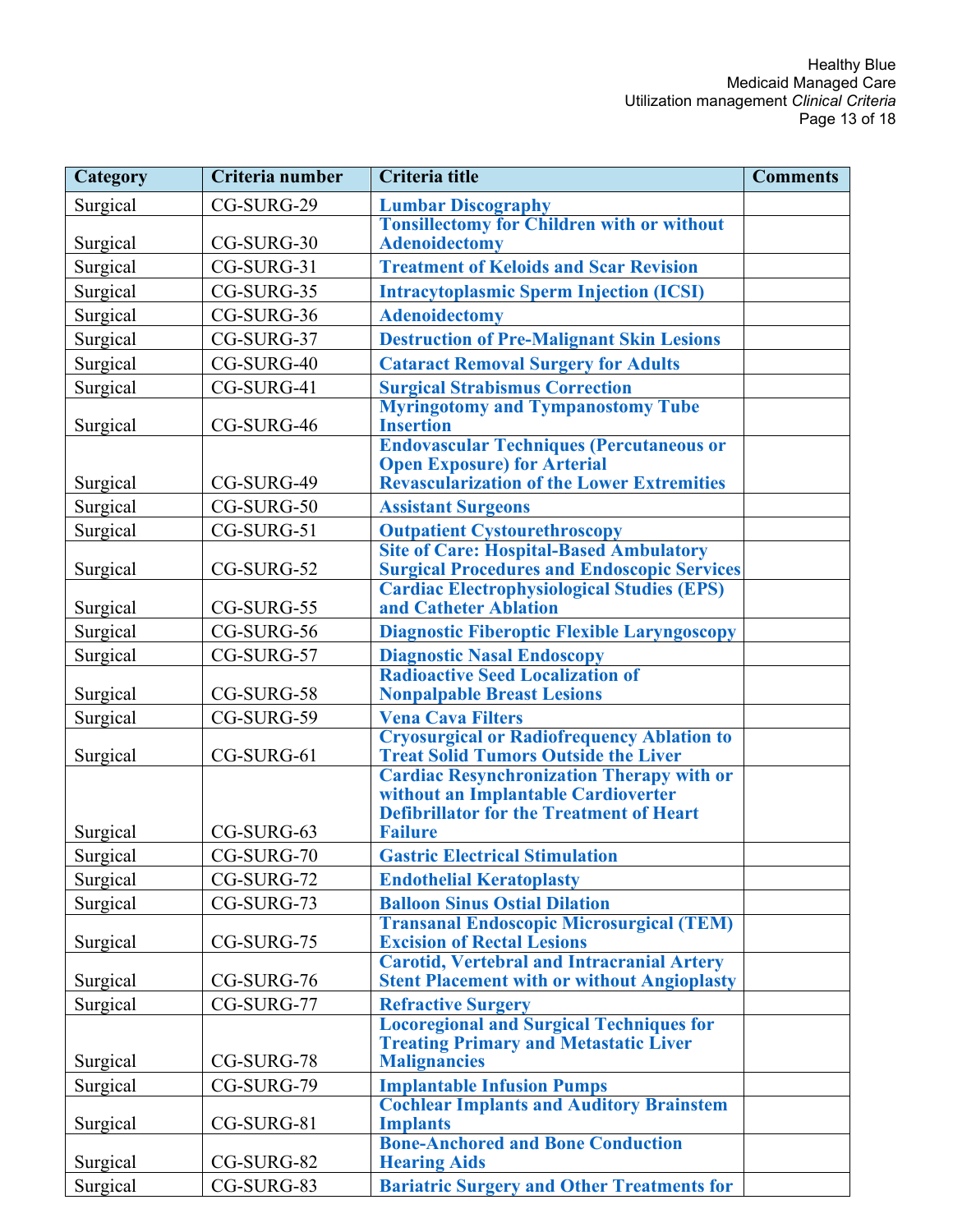| Category | Criteria number | Criteria title | Comments |
|---|---|---|---|
| Surgical | CG-SURG-29 | **Lumbar Discography** | |
| Surgical | CG-SURG-30 | **Tonsillectomy for Children with or without Adenoidectomy** | |
| Surgical | CG-SURG-31 | **Treatment of Keloids and Scar Revision** | |
| Surgical | CG-SURG-35 | **Intracytoplasmic Sperm Injection (ICSI)** | |
| Surgical | CG-SURG-36 | **Adenoidectomy** | |
| Surgical | CG-SURG-37 | **Destruction of Pre-Malignant Skin Lesions** | |
| Surgical | CG-SURG-40 | **Cataract Removal Surgery for Adults** | |
| Surgical | CG-SURG-41 | **Surgical Strabismus Correction** | |
| Surgical | CG-SURG-46 | **Myringotomy and Tympanostomy Tube Insertion** | |
| Surgical | CG-SURG-49 | **Endovascular Techniques (Percutaneous or Open Exposure) for Arterial Revascularization of the Lower Extremities** | |
| Surgical | CG-SURG-50 | **Assistant Surgeons** | |
| Surgical | CG-SURG-51 | **Outpatient Cystourethroscopy** | |
| Surgical | CG-SURG-52 | **Site of Care: Hospital-Based Ambulatory Surgical Procedures and Endoscopic Services** | |
| Surgical | CG-SURG-55 | **Cardiac Electrophysiological Studies (EPS) and Catheter Ablation** | |
| Surgical | CG-SURG-56 | **Diagnostic Fiberoptic Flexible Laryngoscopy** | |
| Surgical | CG-SURG-57 | **Diagnostic Nasal Endoscopy** | |
| Surgical | CG-SURG-58 | **Radioactive Seed Localization of Nonpalpable Breast Lesions** | |
| Surgical | CG-SURG-59 | **Vena Cava Filters** | |
| Surgical | CG-SURG-61 | **Cryosurgical or Radiofrequency Ablation to Treat Solid Tumors Outside the Liver** | |
| Surgical | CG-SURG-63 | **Cardiac Resynchronization Therapy with or without an Implantable Cardioverter Defibrillator for the Treatment of Heart Failure** | |
| Surgical | CG-SURG-70 | **Gastric Electrical Stimulation** | |
| Surgical | CG-SURG-72 | **Endothelial Keratoplasty** | |
| Surgical | CG-SURG-73 | **Balloon Sinus Ostial Dilation** | |
| Surgical | CG-SURG-75 | **Transanal Endoscopic Microsurgical (TEM) Excision of Rectal Lesions** | |
| Surgical | CG-SURG-76 | **Carotid, Vertebral and Intracranial Artery Stent Placement with or without Angioplasty** | |
| Surgical | CG-SURG-77 | **Refractive Surgery** | |
| Surgical | CG-SURG-78 | **Locoregional and Surgical Techniques for Treating Primary and Metastatic Liver Malignancies** | |
| Surgical | CG-SURG-79 | **Implantable Infusion Pumps** | |
| Surgical | CG-SURG-81 | **Cochlear Implants and Auditory Brainstem Implants** | |
| Surgical | CG-SURG-82 | **Bone-Anchored and Bone Conduction Hearing Aids** | |
| Surgical | CG-SURG-83 | **Bariatric Surgery and Other Treatments for** | |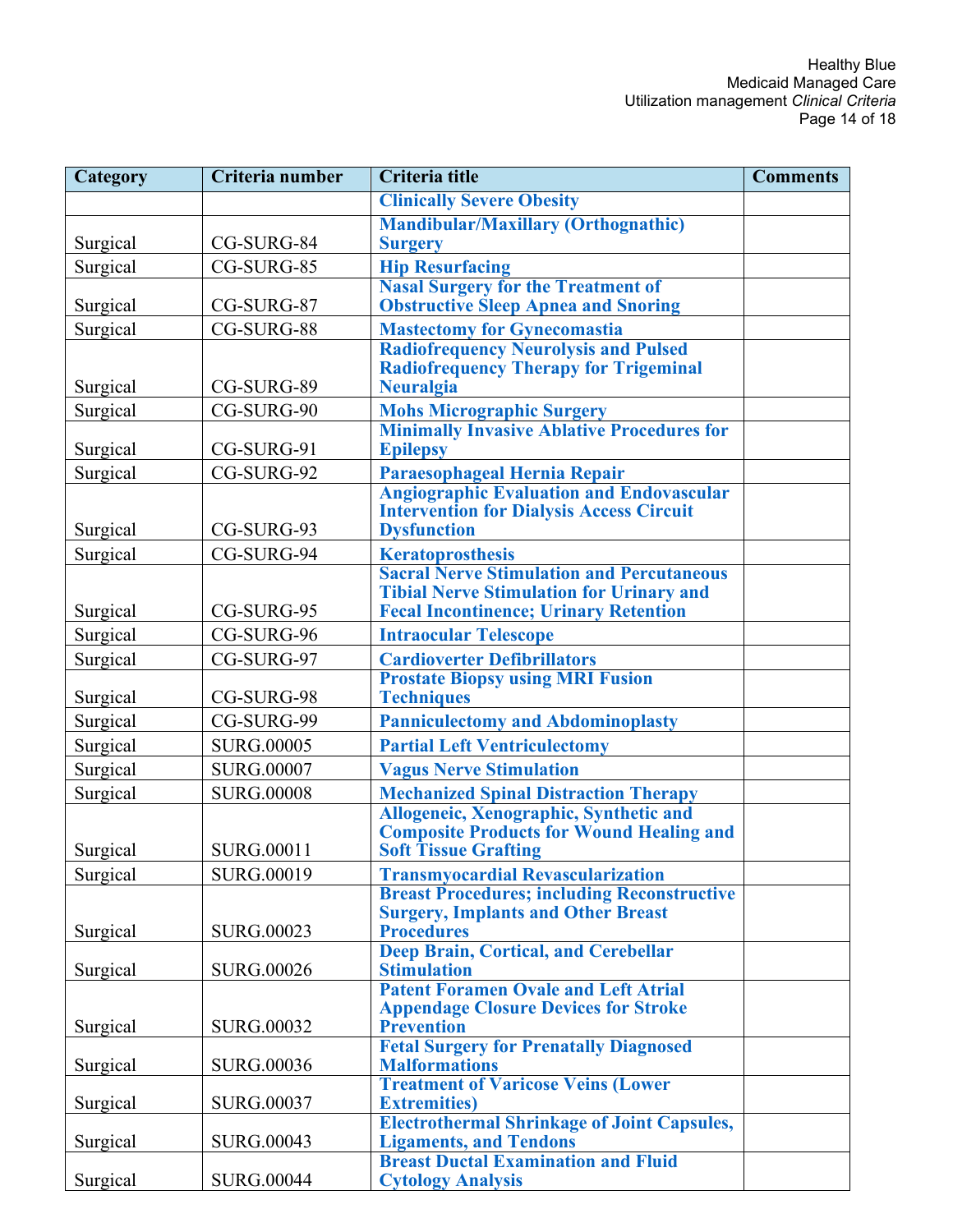| Category | Criteria number | Criteria title | Comments |
|---|---|---|---|
| | | Clinically Severe Obesity | |
| Surgical | CG-SURG-84 | Mandibular/Maxillary (Orthognathic) Surgery | |
| Surgical | CG-SURG-85 | Hip Resurfacing | |
| Surgical | CG-SURG-87 | Nasal Surgery for the Treatment of Obstructive Sleep Apnea and Snoring | |
| Surgical | CG-SURG-88 | Mastectomy for Gynecomastia | |
| Surgical | CG-SURG-89 | Radiofrequency Neurolysis and Pulsed Radiofrequency Therapy for Trigeminal Neuralgia | |
| Surgical | CG-SURG-90 | Mohs Micrographic Surgery | |
| Surgical | CG-SURG-91 | Minimally Invasive Ablative Procedures for Epilepsy | |
| Surgical | CG-SURG-92 | Paraesophageal Hernia Repair | |
| Surgical | CG-SURG-93 | Angiographic Evaluation and Endovascular Intervention for Dialysis Access Circuit Dysfunction | |
| Surgical | CG-SURG-94 | Keratoprosthesis | |
| Surgical | CG-SURG-95 | Sacral Nerve Stimulation and Percutaneous Tibial Nerve Stimulation for Urinary and Fecal Incontinence; Urinary Retention | |
| Surgical | CG-SURG-96 | Intraocular Telescope | |
| Surgical | CG-SURG-97 | Cardioverter Defibrillators | |
| Surgical | CG-SURG-98 | Prostate Biopsy using MRI Fusion Techniques | |
| Surgical | CG-SURG-99 | Panniculectomy and Abdominoplasty | |
| Surgical | SURG.00005 | Partial Left Ventriculectomy | |
| Surgical | SURG.00007 | Vagus Nerve Stimulation | |
| Surgical | SURG.00008 | Mechanized Spinal Distraction Therapy | |
| Surgical | SURG.00011 | Allogeneic, Xenographic, Synthetic and Composite Products for Wound Healing and Soft Tissue Grafting | |
| Surgical | SURG.00019 | Transmyocardial Revascularization | |
| Surgical | SURG.00023 | Breast Procedures; including Reconstructive Surgery, Implants and Other Breast Procedures | |
| Surgical | SURG.00026 | Deep Brain, Cortical, and Cerebellar Stimulation | |
| Surgical | SURG.00032 | Patent Foramen Ovale and Left Atrial Appendage Closure Devices for Stroke Prevention | |
| Surgical | SURG.00036 | Fetal Surgery for Prenatally Diagnosed Malformations | |
| Surgical | SURG.00037 | Treatment of Varicose Veins (Lower Extremities) | |
| Surgical | SURG.00043 | Electrothermal Shrinkage of Joint Capsules, Ligaments, and Tendons | |
| Surgical | SURG.00044 | Breast Ductal Examination and Fluid Cytology Analysis | |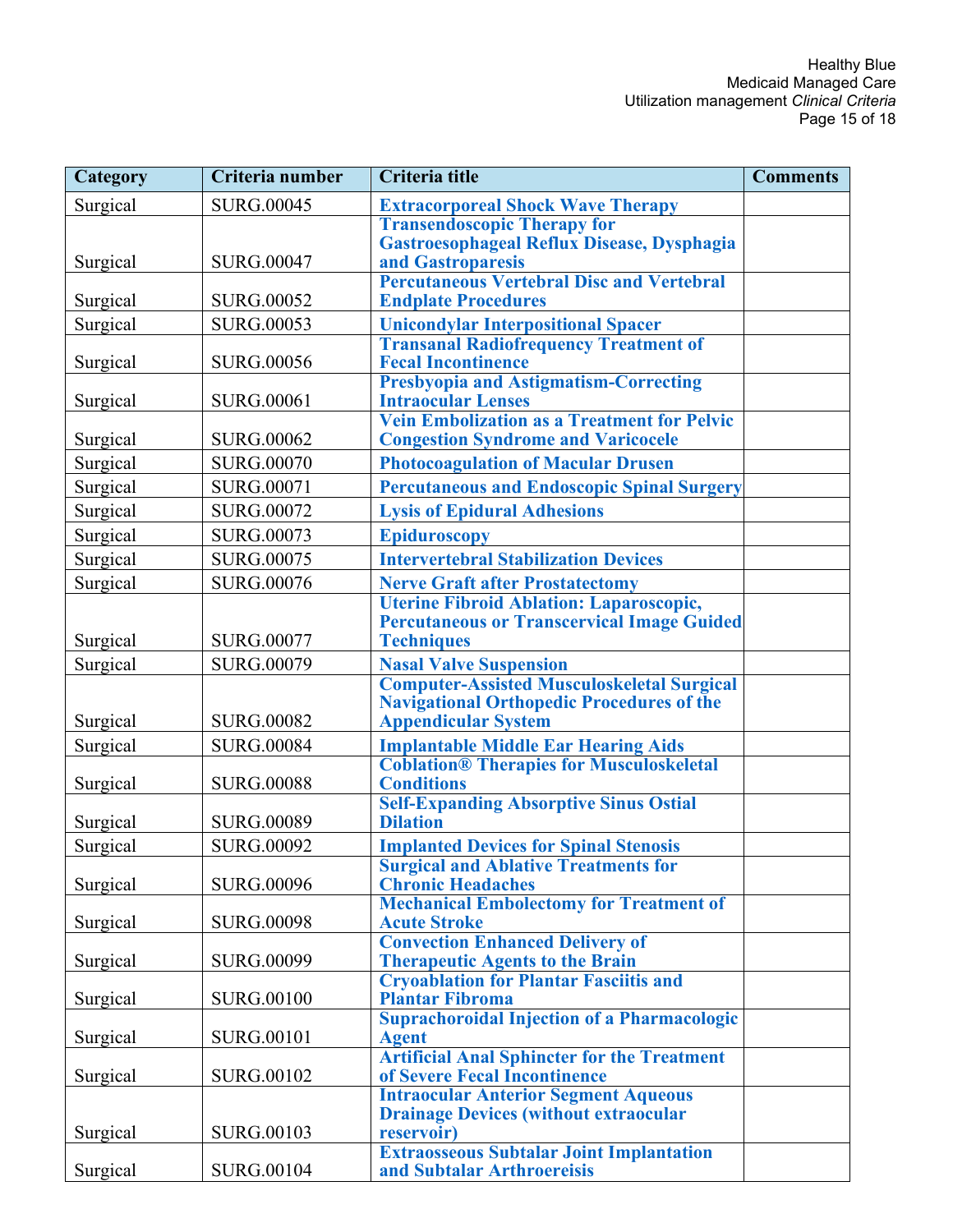| Category | Criteria number | Criteria title | Comments |
|---|---|---|---|
| Surgical | SURG.00045 | Extracorporeal Shock Wave Therapy | |
| Surgical | SURG.00047 | Transendoscopic Therapy for Gastroesophageal Reflux Disease, Dysphagia and Gastroparesis | |
| Surgical | SURG.00052 | Percutaneous Vertebral Disc and Vertebral Endplate Procedures | |
| Surgical | SURG.00053 | Unicondylar Interpositional Spacer | |
| Surgical | SURG.00056 | Transanal Radiofrequency Treatment of Fecal Incontinence | |
| Surgical | SURG.00061 | Presbyopia and Astigmatism-Correcting Intraocular Lenses | |
| Surgical | SURG.00062 | Vein Embolization as a Treatment for Pelvic Congestion Syndrome and Varicocele | |
| Surgical | SURG.00070 | Photocoagulation of Macular Drusen | |
| Surgical | SURG.00071 | Percutaneous and Endoscopic Spinal Surgery | |
| Surgical | SURG.00072 | Lysis of Epidural Adhesions | |
| Surgical | SURG.00073 | Epiduroscopy | |
| Surgical | SURG.00075 | Intervertebral Stabilization Devices | |
| Surgical | SURG.00076 | Nerve Graft after Prostatectomy | |
| Surgical | SURG.00077 | Uterine Fibroid Ablation: Laparoscopic, Percutaneous or Transcervical Image Guided Techniques | |
| Surgical | SURG.00079 | Nasal Valve Suspension | |
| Surgical | SURG.00082 | Computer-Assisted Musculoskeletal Surgical Navigational Orthopedic Procedures of the Appendicular System | |
| Surgical | SURG.00084 | Implantable Middle Ear Hearing Aids | |
| Surgical | SURG.00088 | Coblation® Therapies for Musculoskeletal Conditions | |
| Surgical | SURG.00089 | Self-Expanding Absorptive Sinus Ostial Dilation | |
| Surgical | SURG.00092 | Implanted Devices for Spinal Stenosis | |
| Surgical | SURG.00096 | Surgical and Ablative Treatments for Chronic Headaches | |
| Surgical | SURG.00098 | Mechanical Embolectomy for Treatment of Acute Stroke | |
| Surgical | SURG.00099 | Convection Enhanced Delivery of Therapeutic Agents to the Brain | |
| Surgical | SURG.00100 | Cryoablation for Plantar Fasciitis and Plantar Fibroma | |
| Surgical | SURG.00101 | Suprachoroidal Injection of a Pharmacologic Agent | |
| Surgical | SURG.00102 | Artificial Anal Sphincter for the Treatment of Severe Fecal Incontinence | |
| Surgical | SURG.00103 | Intraocular Anterior Segment Aqueous Drainage Devices (without extraocular reservoir) | |
| Surgical | SURG.00104 | Extraosseous Subtalar Joint Implantation and Subtalar Arthroereisis | |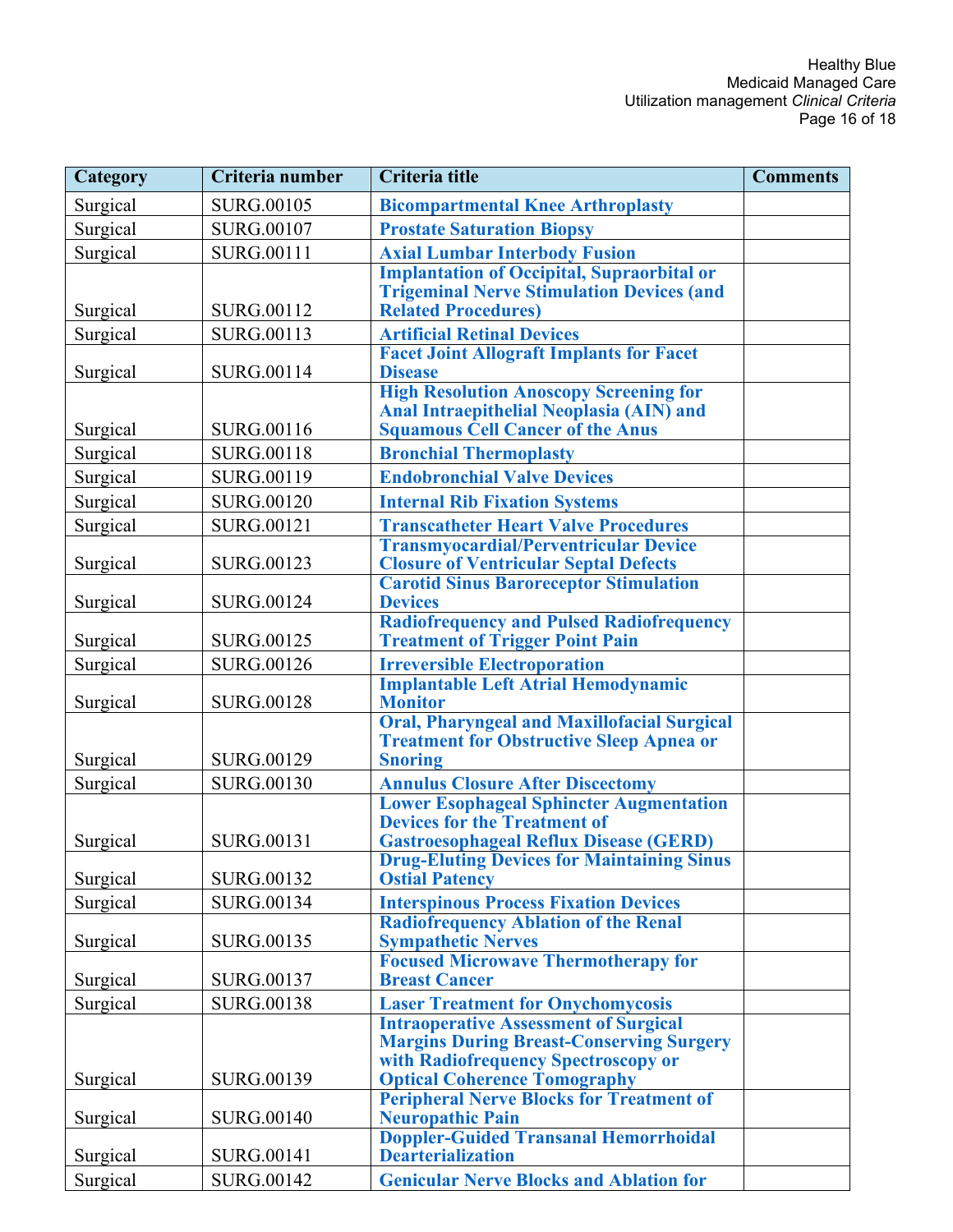| Category | Criteria number | Criteria title | Comments |
|---|---|---|---|
| Surgical | SURG.00105 | **Bicompartmental Knee Arthroplasty** | |
| Surgical | SURG.00107 | **Prostate Saturation Biopsy** | |
| Surgical | SURG.00111 | **Axial Lumbar Interbody Fusion** | |
| Surgical | SURG.00112 | **Implantation of Occipital, Supraorbital or Trigeminal Nerve Stimulation Devices (and Related Procedures)** | |
| Surgical | SURG.00113 | **Artificial Retinal Devices** | |
| Surgical | SURG.00114 | **Facet Joint Allograft Implants for Facet Disease** | |
| Surgical | SURG.00116 | **High Resolution Anoscopy Screening for Anal Intraepithelial Neoplasia (AIN) and Squamous Cell Cancer of the Anus** | |
| Surgical | SURG.00118 | **Bronchial Thermoplasty** | |
| Surgical | SURG.00119 | **Endobronchial Valve Devices** | |
| Surgical | SURG.00120 | **Internal Rib Fixation Systems** | |
| Surgical | SURG.00121 | **Transcatheter Heart Valve Procedures** | |
| Surgical | SURG.00123 | **Transmyocardial/Perventricular Device Closure of Ventricular Septal Defects** | |
| Surgical | SURG.00124 | **Carotid Sinus Baroreceptor Stimulation Devices** | |
| Surgical | SURG.00125 | **Radiofrequency and Pulsed Radiofrequency Treatment of Trigger Point Pain** | |
| Surgical | SURG.00126 | **Irreversible Electroporation** | |
| Surgical | SURG.00128 | **Implantable Left Atrial Hemodynamic Monitor** | |
| Surgical | SURG.00129 | **Oral, Pharyngeal and Maxillofacial Surgical Treatment for Obstructive Sleep Apnea or Snoring** | |
| Surgical | SURG.00130 | **Annulus Closure After Discectomy** | |
| Surgical | SURG.00131 | **Lower Esophageal Sphincter Augmentation Devices for the Treatment of Gastroesophageal Reflux Disease (GERD)** | |
| Surgical | SURG.00132 | **Drug-Eluting Devices for Maintaining Sinus Ostial Patency** | |
| Surgical | SURG.00134 | **Interspinous Process Fixation Devices** | |
| Surgical | SURG.00135 | **Radiofrequency Ablation of the Renal Sympathetic Nerves** | |
| Surgical | SURG.00137 | **Focused Microwave Thermotherapy for Breast Cancer** | |
| Surgical | SURG.00138 | **Laser Treatment for Onychomycosis** | |
| Surgical | SURG.00139 | **Intraoperative Assessment of Surgical Margins During Breast-Conserving Surgery with Radiofrequency Spectroscopy or Optical Coherence Tomography** | |
| Surgical | SURG.00140 | **Peripheral Nerve Blocks for Treatment of Neuropathic Pain** | |
| Surgical | SURG.00141 | **Doppler-Guided Transanal Hemorrhoidal Dearterialization** | |
| Surgical | SURG.00142 | **Genicular Nerve Blocks and Ablation for** | |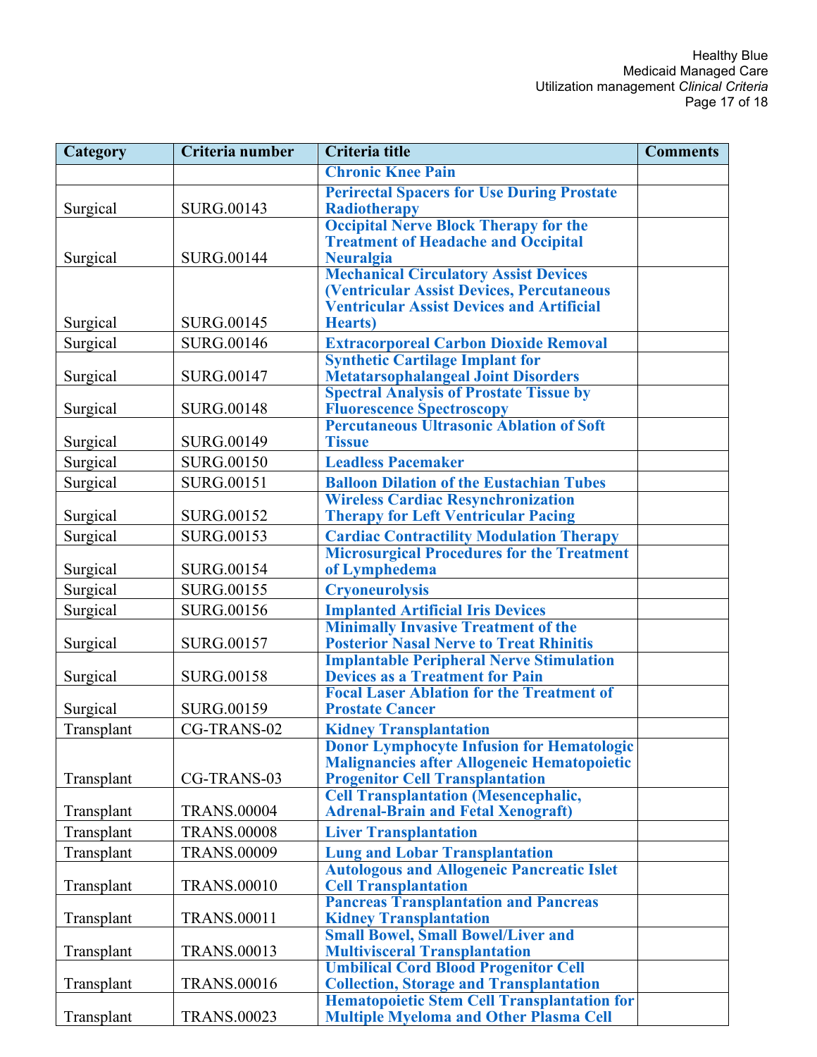| Category | Criteria number | Criteria title | Comments |
|---|---|---|---|
| | | **Chronic Knee Pain** | |
| Surgical | SURG.00143 | **Perirectal Spacers for Use During Prostate Radiotherapy** | |
| Surgical | SURG.00144 | **Occipital Nerve Block Therapy for the Treatment of Headache and Occipital Neuralgia** | |
| Surgical | SURG.00145 | **Mechanical Circulatory Assist Devices (Ventricular Assist Devices, Percutaneous Ventricular Assist Devices and Artificial Hearts)** | |
| Surgical | SURG.00146 | **Extracorporeal Carbon Dioxide Removal** | |
| Surgical | SURG.00147 | **Synthetic Cartilage Implant for Metatarsophalangeal Joint Disorders** | |
| Surgical | SURG.00148 | **Spectral Analysis of Prostate Tissue by Fluorescence Spectroscopy** | |
| Surgical | SURG.00149 | **Percutaneous Ultrasonic Ablation of Soft Tissue** | |
| Surgical | SURG.00150 | **Leadless Pacemaker** | |
| Surgical | SURG.00151 | **Balloon Dilation of the Eustachian Tubes** | |
| Surgical | SURG.00152 | **Wireless Cardiac Resynchronization Therapy for Left Ventricular Pacing** | |
| Surgical | SURG.00153 | **Cardiac Contractility Modulation Therapy** | |
| Surgical | SURG.00154 | **Microsurgical Procedures for the Treatment of Lymphedema** | |
| Surgical | SURG.00155 | **Cryoneurolysis** | |
| Surgical | SURG.00156 | **Implanted Artificial Iris Devices** | |
| Surgical | SURG.00157 | **Minimally Invasive Treatment of the Posterior Nasal Nerve to Treat Rhinitis** | |
| Surgical | SURG.00158 | **Implantable Peripheral Nerve Stimulation Devices as a Treatment for Pain** | |
| Surgical | SURG.00159 | **Focal Laser Ablation for the Treatment of Prostate Cancer** | |
| Transplant | CG-TRANS-02 | **Kidney Transplantation** | |
| Transplant | CG-TRANS-03 | **Donor Lymphocyte Infusion for Hematologic Malignancies after Allogeneic Hematopoietic Progenitor Cell Transplantation** | |
| Transplant | TRANS.00004 | **Cell Transplantation (Mesencephalic, Adrenal-Brain and Fetal Xenograft)** | |
| Transplant | TRANS.00008 | **Liver Transplantation** | |
| Transplant | TRANS.00009 | **Lung and Lobar Transplantation** | |
| Transplant | TRANS.00010 | **Autologous and Allogeneic Pancreatic Islet Cell Transplantation** | |
| Transplant | TRANS.00011 | **Pancreas Transplantation and Pancreas Kidney Transplantation** | |
| Transplant | TRANS.00013 | **Small Bowel, Small Bowel/Liver and Multivisceral Transplantation** | |
| Transplant | TRANS.00016 | **Umbilical Cord Blood Progenitor Cell Collection, Storage and Transplantation** | |
| Transplant | TRANS.00023 | **Hematopoietic Stem Cell Transplantation for Multiple Myeloma and Other Plasma Cell** | |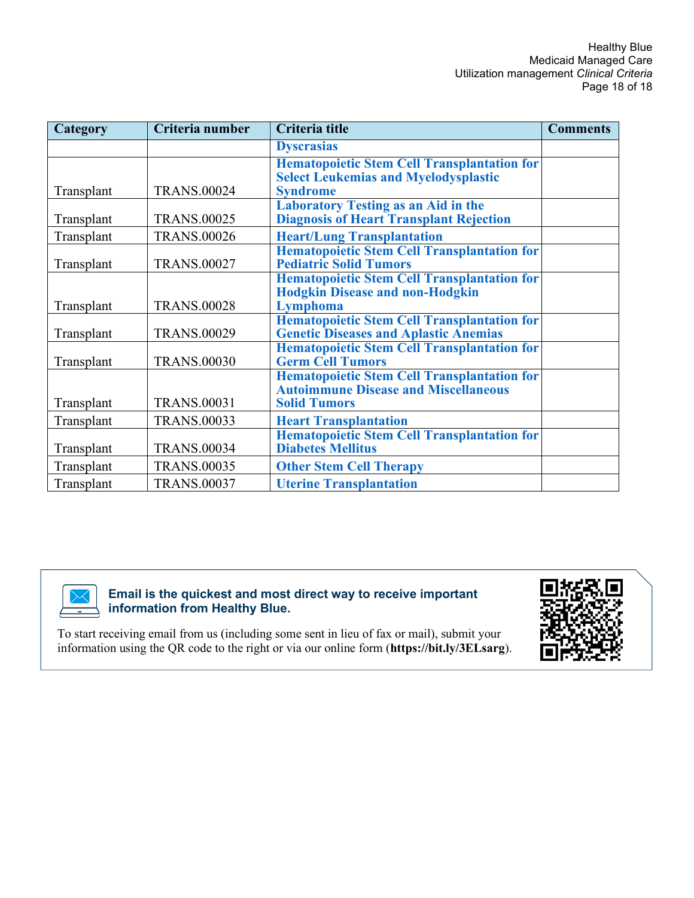| Category | Criteria number | Criteria title | Comments |
|---|---|---|---|
| | | **Dyscrasias** | |
| Transplant | TRANS.00024 | **Hematopoietic Stem Cell Transplantation for Select Leukemias and Myelodysplastic Syndrome** | |
| Transplant | TRANS.00025 | **Laboratory Testing as an Aid in the Diagnosis of Heart Transplant Rejection** | |
| Transplant | TRANS.00026 | **Heart/Lung Transplantation** | |
| Transplant | TRANS.00027 | **Hematopoietic Stem Cell Transplantation for Pediatric Solid Tumors** | |
| Transplant | TRANS.00028 | **Hematopoietic Stem Cell Transplantation for Hodgkin Disease and non-Hodgkin Lymphoma** | |
| Transplant | TRANS.00029 | **Hematopoietic Stem Cell Transplantation for Genetic Diseases and Aplastic Anemias** | |
| Transplant | TRANS.00030 | **Hematopoietic Stem Cell Transplantation for Germ Cell Tumors** | |
| Transplant | TRANS.00031 | **Hematopoietic Stem Cell Transplantation for Autoimmune Disease and Miscellaneous Solid Tumors** | |
| Transplant | TRANS.00033 | **Heart Transplantation** | |
| Transplant | TRANS.00034 | **Hematopoietic Stem Cell Transplantation for Diabetes Mellitus** | |
| Transplant | TRANS.00035 | **Other Stem Cell Therapy** | |
| Transplant | TRANS.00037 | **Uterine Transplantation** | |

**Email is the quickest and most direct way to receive important information from Healthy Blue.**

To start receiving email from us (including some sent in lieu of fax or mail), submit your information using the QR code to the right or via our online form (**https://bit.ly/3ELsarg**).